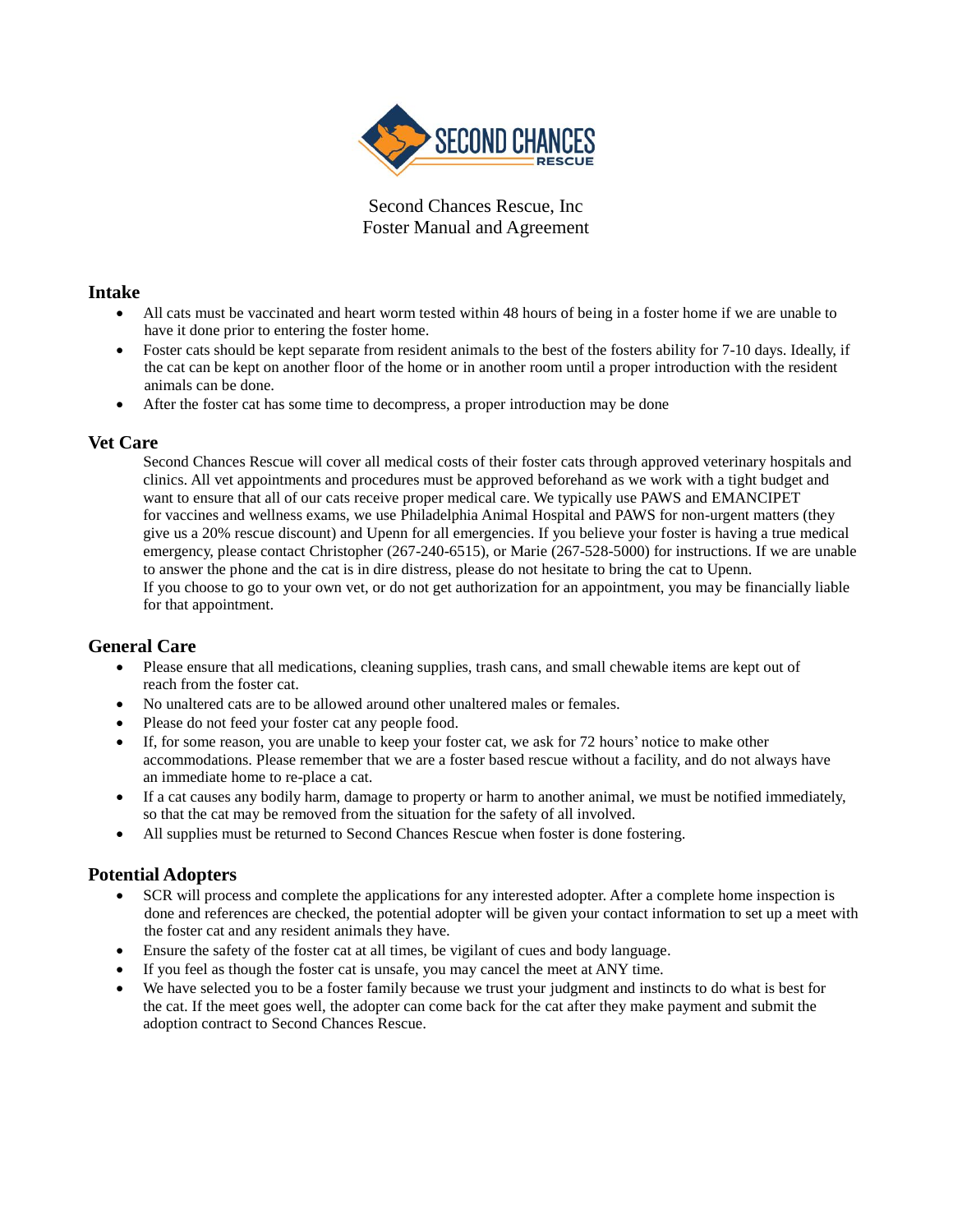Second Chances Rescue, Inc
Foster Manual and Agreement

## Intake

- All cats must be vaccinated and heart worm tested within 48 hours of being in a foster home if we are unable to have it done prior to entering the foster home.
- Foster cats should be kept separate from resident animals to the best of the fosters ability for 7-10 days. Ideally, if the cat can be kept on another floor of the home or in another room until a proper introduction with the resident animals can be done.
- After the foster cat has some time to decompress, a proper introduction may be done

## Vet Care

Second Chances Rescue will cover all medical costs of their foster cats through approved veterinary hospitals and clinics. All vet appointments and procedures must be approved beforehand as we work with a tight budget and want to ensure that all of our cats receive proper medical care. We typically use PAWS and EMANCIPET for vaccines and wellness exams, we use Philadelphia Animal Hospital and PAWS for non-urgent matters (they give us a 20% rescue discount) and Upenn for all emergencies. If you believe your foster is having a true medical emergency, please contact Christopher (267-240-6515), or Marie (267-528-5000) for instructions. If we are unable to answer the phone and the cat is in dire distress, please do not hesitate to bring the cat to Upenn.
If you choose to go to your own vet, or do not get authorization for an appointment, you may be financially liable for that appointment.

## General Care

- Please ensure that all medications, cleaning supplies, trash cans, and small chewable items are kept out of reach from the foster cat.
- No unaltered cats are to be allowed around other unaltered males or females.
- Please do not feed your foster cat any people food.
- If, for some reason, you are unable to keep your foster cat, we ask for 72 hours' notice to make other accommodations. Please remember that we are a foster based rescue without a facility, and do not always have an immediate home to re-place a cat.
- If a cat causes any bodily harm, damage to property or harm to another animal, we must be notified immediately, so that the cat may be removed from the situation for the safety of all involved.
- All supplies must be returned to Second Chances Rescue when foster is done fostering.

## Potential Adopters

- SCR will process and complete the applications for any interested adopter. After a complete home inspection is done and references are checked, the potential adopter will be given your contact information to set up a meet with the foster cat and any resident animals they have.
- Ensure the safety of the foster cat at all times, be vigilant of cues and body language.
- If you feel as though the foster cat is unsafe, you may cancel the meet at ANY time.
- We have selected you to be a foster family because we trust your judgment and instincts to do what is best for the cat. If the meet goes well, the adopter can come back for the cat after they make payment and submit the adoption contract to Second Chances Rescue.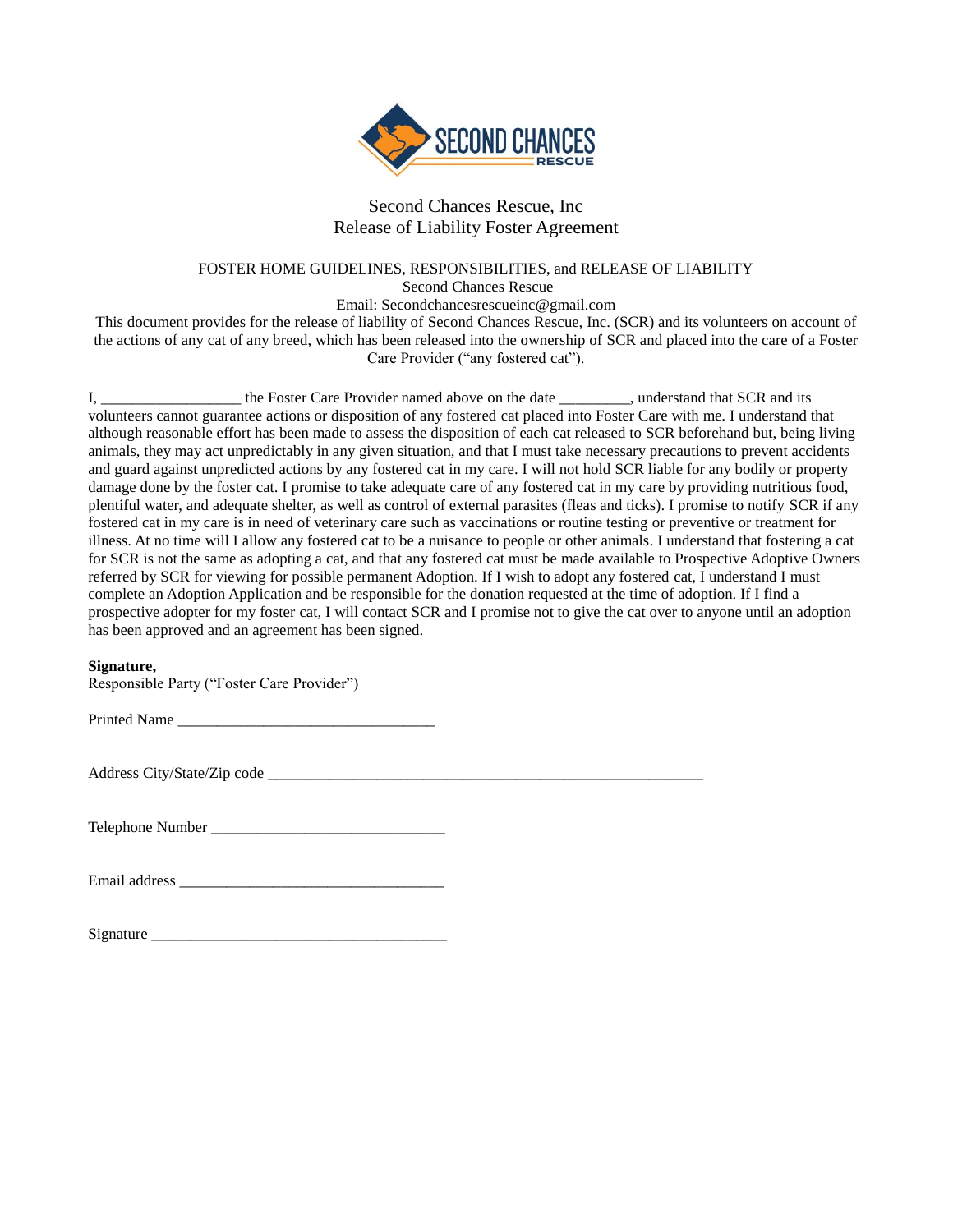Second Chances Rescue, Inc
Release of Liability Foster Agreement

FOSTER HOME GUIDELINES, RESPONSIBILITIES, and RELEASE OF LIABILITY
Second Chances Rescue
Email: Secondchancesrescueinc@gmail.com

This document provides for the release of liability of Second Chances Rescue, Inc. (SCR) and its volunteers on account of the actions of any cat of any breed, which has been released into the ownership of SCR and placed into the care of a Foster Care Provider ("any fostered cat").

I, __________________ the Foster Care Provider named above on the date _________, understand that SCR and its volunteers cannot guarantee actions or disposition of any fostered cat placed into Foster Care with me. I understand that although reasonable effort has been made to assess the disposition of each cat released to SCR beforehand but, being living animals, they may act unpredictably in any given situation, and that I must take necessary precautions to prevent accidents and guard against unpredicted actions by any fostered cat in my care. I will not hold SCR liable for any bodily or property damage done by the foster cat. I promise to take adequate care of any fostered cat in my care by providing nutritious food, plentiful water, and adequate shelter, as well as control of external parasites (fleas and ticks). I promise to notify SCR if any fostered cat in my care is in need of veterinary care such as vaccinations or routine testing or preventive or treatment for illness. At no time will I allow any fostered cat to be a nuisance to people or other animals. I understand that fostering a cat for SCR is not the same as adopting a cat, and that any fostered cat must be made available to Prospective Adoptive Owners referred by SCR for viewing for possible permanent Adoption. If I wish to adopt any fostered cat, I understand I must complete an Adoption Application and be responsible for the donation requested at the time of adoption. If I find a prospective adopter for my foster cat, I will contact SCR and I promise not to give the cat over to anyone until an adoption has been approved and an agreement has been signed.

**Signature,**
Responsible Party ("Foster Care Provider")

Printed Name _________________________________

Address City/State/Zip code _________________________________________________________

Telephone Number ______________________________

Email address __________________________________

Signature ______________________________________